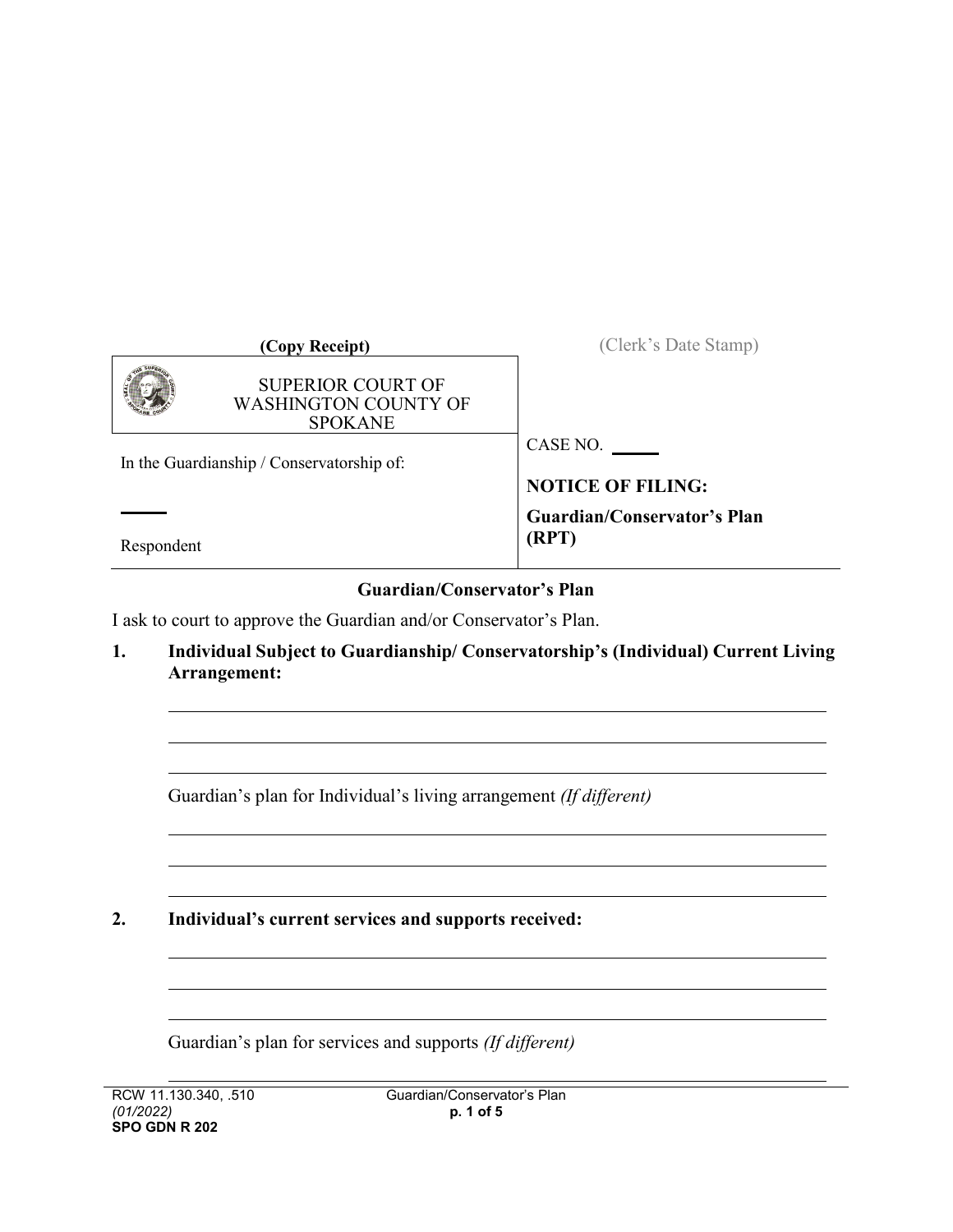(Copy Receipt)

(Clerk's Date Stamp)

| SUPERIOR COURT OF WASHINGTON COUNTY OF SPOKANE | |
|---|---|
| In the Guardianship / Conservatorship of:<br><br>\_\_\_\_\_<br><br>Respondent | CASE NO. \_\_\_\_\_<br><br>**NOTICE OF FILING:**<br>**Guardian/Conservator's Plan (RPT)** |

## Guardian/Conservator's Plan

I ask to court to approve the Guardian and/or Conservator's Plan.

**1. Individual Subject to Guardianship/ Conservatorship's (Individual) Current Living Arrangement:**

\_\_\_\_\_\_\_\_\_\_\_\_\_\_\_\_\_\_\_\_\_\_\_\_\_\_\_\_\_\_\_\_\_\_\_\_\_\_\_\_\_\_\_\_\_\_\_\_\_\_\_\_\_\_\_\_\_\_\_\_\_\_\_\_\_\_\_\_\_\_\_\_

\_\_\_\_\_\_\_\_\_\_\_\_\_\_\_\_\_\_\_\_\_\_\_\_\_\_\_\_\_\_\_\_\_\_\_\_\_\_\_\_\_\_\_\_\_\_\_\_\_\_\_\_\_\_\_\_\_\_\_\_\_\_\_\_\_\_\_\_\_\_\_\_

\_\_\_\_\_\_\_\_\_\_\_\_\_\_\_\_\_\_\_\_\_\_\_\_\_\_\_\_\_\_\_\_\_\_\_\_\_\_\_\_\_\_\_\_\_\_\_\_\_\_\_\_\_\_\_\_\_\_\_\_\_\_\_\_\_\_\_\_\_\_\_\_

Guardian's plan for Individual's living arrangement *(If different)*

\_\_\_\_\_\_\_\_\_\_\_\_\_\_\_\_\_\_\_\_\_\_\_\_\_\_\_\_\_\_\_\_\_\_\_\_\_\_\_\_\_\_\_\_\_\_\_\_\_\_\_\_\_\_\_\_\_\_\_\_\_\_\_\_\_\_\_\_\_\_\_\_

\_\_\_\_\_\_\_\_\_\_\_\_\_\_\_\_\_\_\_\_\_\_\_\_\_\_\_\_\_\_\_\_\_\_\_\_\_\_\_\_\_\_\_\_\_\_\_\_\_\_\_\_\_\_\_\_\_\_\_\_\_\_\_\_\_\_\_\_\_\_\_\_

\_\_\_\_\_\_\_\_\_\_\_\_\_\_\_\_\_\_\_\_\_\_\_\_\_\_\_\_\_\_\_\_\_\_\_\_\_\_\_\_\_\_\_\_\_\_\_\_\_\_\_\_\_\_\_\_\_\_\_\_\_\_\_\_\_\_\_\_\_\_\_\_

**2. Individual's current services and supports received:**

\_\_\_\_\_\_\_\_\_\_\_\_\_\_\_\_\_\_\_\_\_\_\_\_\_\_\_\_\_\_\_\_\_\_\_\_\_\_\_\_\_\_\_\_\_\_\_\_\_\_\_\_\_\_\_\_\_\_\_\_\_\_\_\_\_\_\_\_\_\_\_\_

\_\_\_\_\_\_\_\_\_\_\_\_\_\_\_\_\_\_\_\_\_\_\_\_\_\_\_\_\_\_\_\_\_\_\_\_\_\_\_\_\_\_\_\_\_\_\_\_\_\_\_\_\_\_\_\_\_\_\_\_\_\_\_\_\_\_\_\_\_\_\_\_

\_\_\_\_\_\_\_\_\_\_\_\_\_\_\_\_\_\_\_\_\_\_\_\_\_\_\_\_\_\_\_\_\_\_\_\_\_\_\_\_\_\_\_\_\_\_\_\_\_\_\_\_\_\_\_\_\_\_\_\_\_\_\_\_\_\_\_\_\_\_\_\_

Guardian's plan for services and supports *(If different)*

\_\_\_\_\_\_\_\_\_\_\_\_\_\_\_\_\_\_\_\_\_\_\_\_\_\_\_\_\_\_\_\_\_\_\_\_\_\_\_\_\_\_\_\_\_\_\_\_\_\_\_\_\_\_\_\_\_\_\_\_\_\_\_\_\_\_\_\_\_\_\_\_

RCW 11.130.340, .510
*(01/2022)*
**SPO GDN R 202**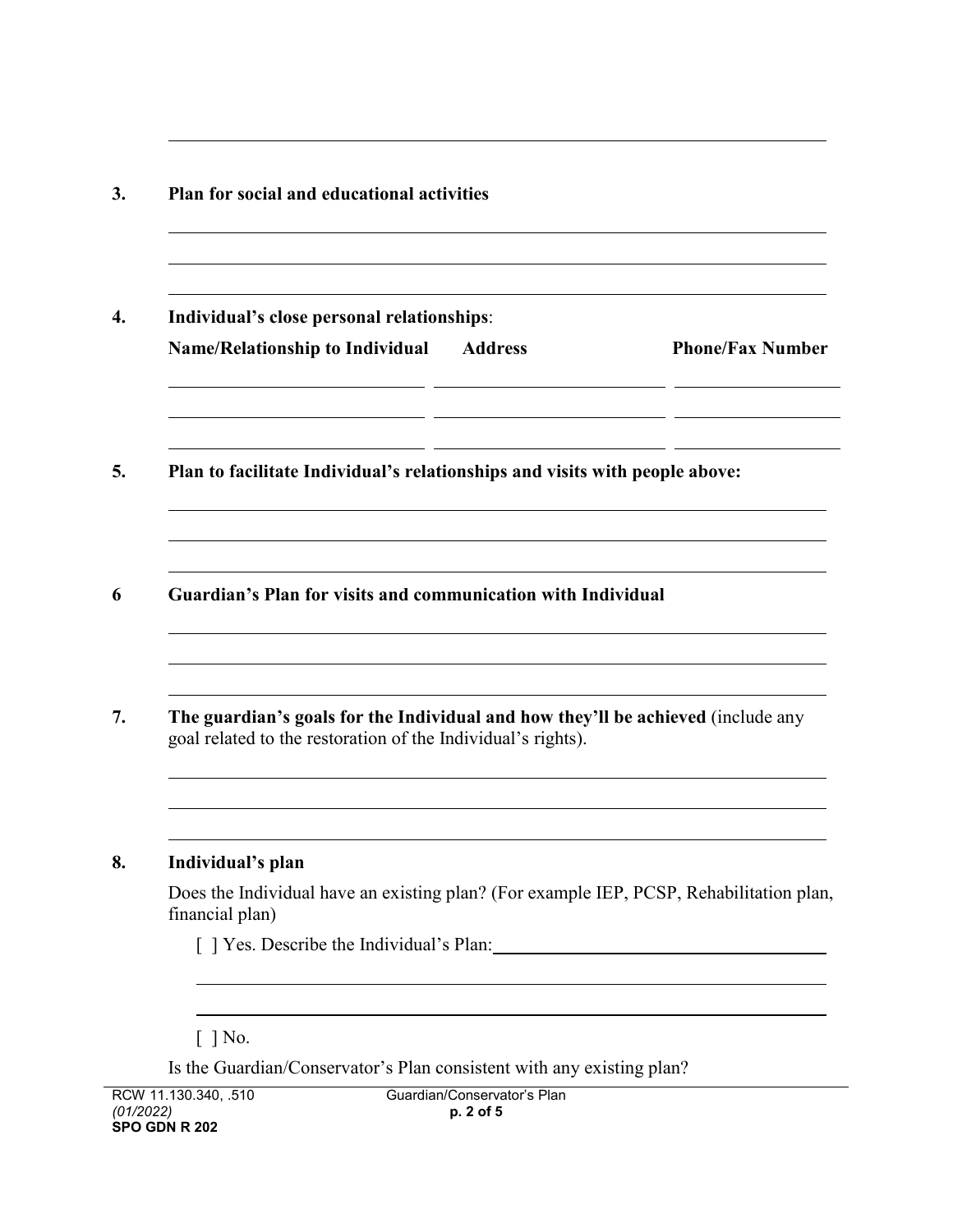3. **Plan for social and educational activities**

4. **Individual's close personal relationships**:

| Name/Relationship to Individual | Address | Phone/Fax Number |
| --- | --- | --- |
| | | |
| | | |
| | | |

5. **Plan to facilitate Individual's relationships and visits with people above:**

6 **Guardian's Plan for visits and communication with Individual**

7. **The guardian's goals for the Individual and how they'll be achieved** (include any goal related to the restoration of the Individual's rights).

8. **Individual's plan**

Does the Individual have an existing plan? (For example IEP, PCSP, Rehabilitation plan, financial plan)

[ ] Yes. Describe the Individual's Plan:

[ ] No.

Is the Guardian/Conservator's Plan consistent with any existing plan?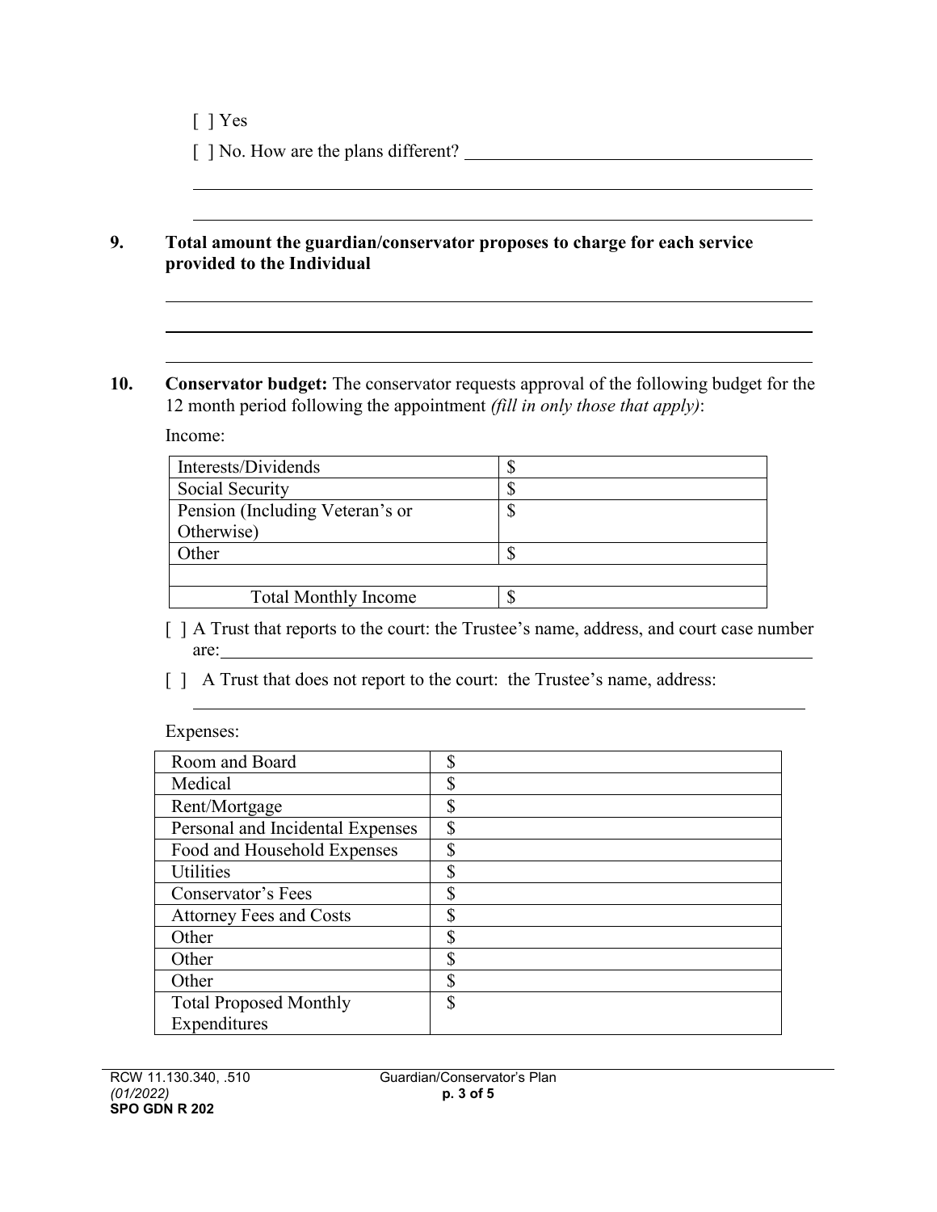[ ] Yes

[ ] No. How are the plans different? ______________________________________

______________________________________________________________________

______________________________________________________________________

**9. Total amount the guardian/conservator proposes to charge for each service provided to the Individual**

______________________________________________________________________

______________________________________________________________________

______________________________________________________________________

**10. Conservator budget:** The conservator requests approval of the following budget for the 12 month period following the appointment *(fill in only those that apply)*:

Income:

| | |
|---|---|
| Interests/Dividends | $ |
| Social Security | $ |
| Pension (Including Veteran's or Otherwise) | $ |
| Other | $ |
| | |
| Total Monthly Income | $ |

[ ] A Trust that reports to the court: the Trustee's name, address, and court case number are: ______________________________________________________________

[ ] A Trust that does not report to the court: the Trustee's name, address:

______________________________________________________________________

Expenses:

| | |
|---|---|
| Room and Board | $ |
| Medical | $ |
| Rent/Mortgage | $ |
| Personal and Incidental Expenses | $ |
| Food and Household Expenses | $ |
| Utilities | $ |
| Conservator's Fees | $ |
| Attorney Fees and Costs | $ |
| Other | $ |
| Other | $ |
| Other | $ |
| Total Proposed Monthly Expenditures | $ |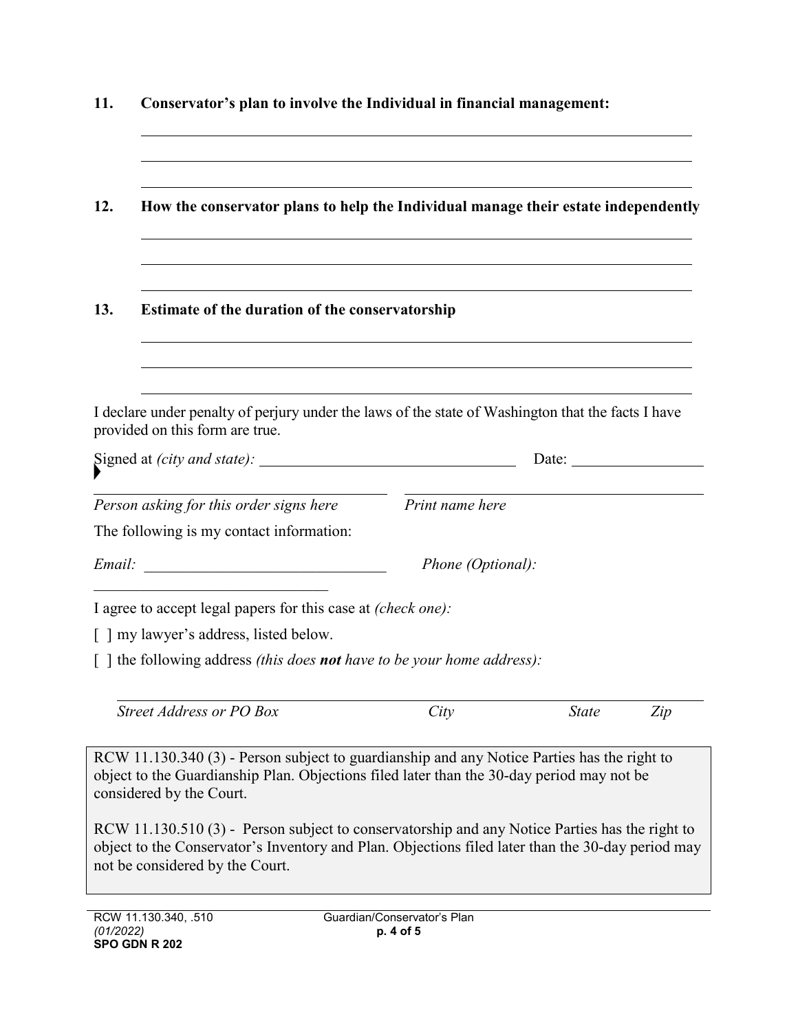**11. Conservator's plan to involve the Individual in financial management:**

\_\_\_\_\_\_\_\_\_\_\_\_\_\_\_\_\_\_\_\_\_\_\_\_\_\_\_\_\_\_\_\_\_\_\_\_\_\_\_\_\_\_\_\_\_\_\_\_\_\_\_\_\_\_\_\_\_\_\_\_\_\_\_\_

\_\_\_\_\_\_\_\_\_\_\_\_\_\_\_\_\_\_\_\_\_\_\_\_\_\_\_\_\_\_\_\_\_\_\_\_\_\_\_\_\_\_\_\_\_\_\_\_\_\_\_\_\_\_\_\_\_\_\_\_\_\_\_\_

\_\_\_\_\_\_\_\_\_\_\_\_\_\_\_\_\_\_\_\_\_\_\_\_\_\_\_\_\_\_\_\_\_\_\_\_\_\_\_\_\_\_\_\_\_\_\_\_\_\_\_\_\_\_\_\_\_\_\_\_\_\_\_\_

**12. How the conservator plans to help the Individual manage their estate independently**

\_\_\_\_\_\_\_\_\_\_\_\_\_\_\_\_\_\_\_\_\_\_\_\_\_\_\_\_\_\_\_\_\_\_\_\_\_\_\_\_\_\_\_\_\_\_\_\_\_\_\_\_\_\_\_\_\_\_\_\_\_\_\_\_

\_\_\_\_\_\_\_\_\_\_\_\_\_\_\_\_\_\_\_\_\_\_\_\_\_\_\_\_\_\_\_\_\_\_\_\_\_\_\_\_\_\_\_\_\_\_\_\_\_\_\_\_\_\_\_\_\_\_\_\_\_\_\_\_

\_\_\_\_\_\_\_\_\_\_\_\_\_\_\_\_\_\_\_\_\_\_\_\_\_\_\_\_\_\_\_\_\_\_\_\_\_\_\_\_\_\_\_\_\_\_\_\_\_\_\_\_\_\_\_\_\_\_\_\_\_\_\_\_

**13. Estimate of the duration of the conservatorship**

\_\_\_\_\_\_\_\_\_\_\_\_\_\_\_\_\_\_\_\_\_\_\_\_\_\_\_\_\_\_\_\_\_\_\_\_\_\_\_\_\_\_\_\_\_\_\_\_\_\_\_\_\_\_\_\_\_\_\_\_\_\_\_\_

\_\_\_\_\_\_\_\_\_\_\_\_\_\_\_\_\_\_\_\_\_\_\_\_\_\_\_\_\_\_\_\_\_\_\_\_\_\_\_\_\_\_\_\_\_\_\_\_\_\_\_\_\_\_\_\_\_\_\_\_\_\_\_\_

\_\_\_\_\_\_\_\_\_\_\_\_\_\_\_\_\_\_\_\_\_\_\_\_\_\_\_\_\_\_\_\_\_\_\_\_\_\_\_\_\_\_\_\_\_\_\_\_\_\_\_\_\_\_\_\_\_\_\_\_\_\_\_\_

I declare under penalty of perjury under the laws of the state of Washington that the facts I have provided on this form are true.

Signed at *(city and state):* \_\_\_\_\_\_\_\_\_\_\_\_\_\_\_\_\_\_\_\_\_\_\_\_\_\_\_\_\_\_ Date: \_\_\_\_\_\_\_\_\_\_\_\_\_\_\_

\_\_\_\_\_\_\_\_\_\_\_\_\_\_\_\_\_\_\_\_\_\_\_\_\_\_\_\_\_\_ \_\_\_\_\_\_\_\_\_\_\_\_\_\_\_\_\_\_\_\_\_\_\_\_\_\_\_\_\_\_

*Person asking for this order signs here* *Print name here*

The following is my contact information:

*Email:* \_\_\_\_\_\_\_\_\_\_\_\_\_\_\_\_\_\_\_\_\_\_\_\_\_\_\_\_ *Phone (Optional):* \_\_\_\_\_\_\_\_\_\_\_\_\_\_\_\_\_\_\_\_\_\_\_\_\_\_\_\_

I agree to accept legal papers for this case at *(check one):*

[ ] my lawyer's address, listed below.

[ ] the following address *(this does **not** have to be your home address):*

\_\_\_\_\_\_\_\_\_\_\_\_\_\_\_\_\_\_\_\_\_\_\_\_\_\_\_\_\_\_\_\_\_\_\_\_\_\_\_\_\_\_\_\_\_\_\_\_\_\_\_\_\_\_\_\_\_\_\_\_\_\_\_\_

*Street Address or PO Box* *City* *State* *Zip*

RCW 11.130.340 (3) - Person subject to guardianship and any Notice Parties has the right to object to the Guardianship Plan. Objections filed later than the 30-day period may not be considered by the Court.

RCW 11.130.510 (3) - Person subject to conservatorship and any Notice Parties has the right to object to the Conservator's Inventory and Plan. Objections filed later than the 30-day period may not be considered by the Court.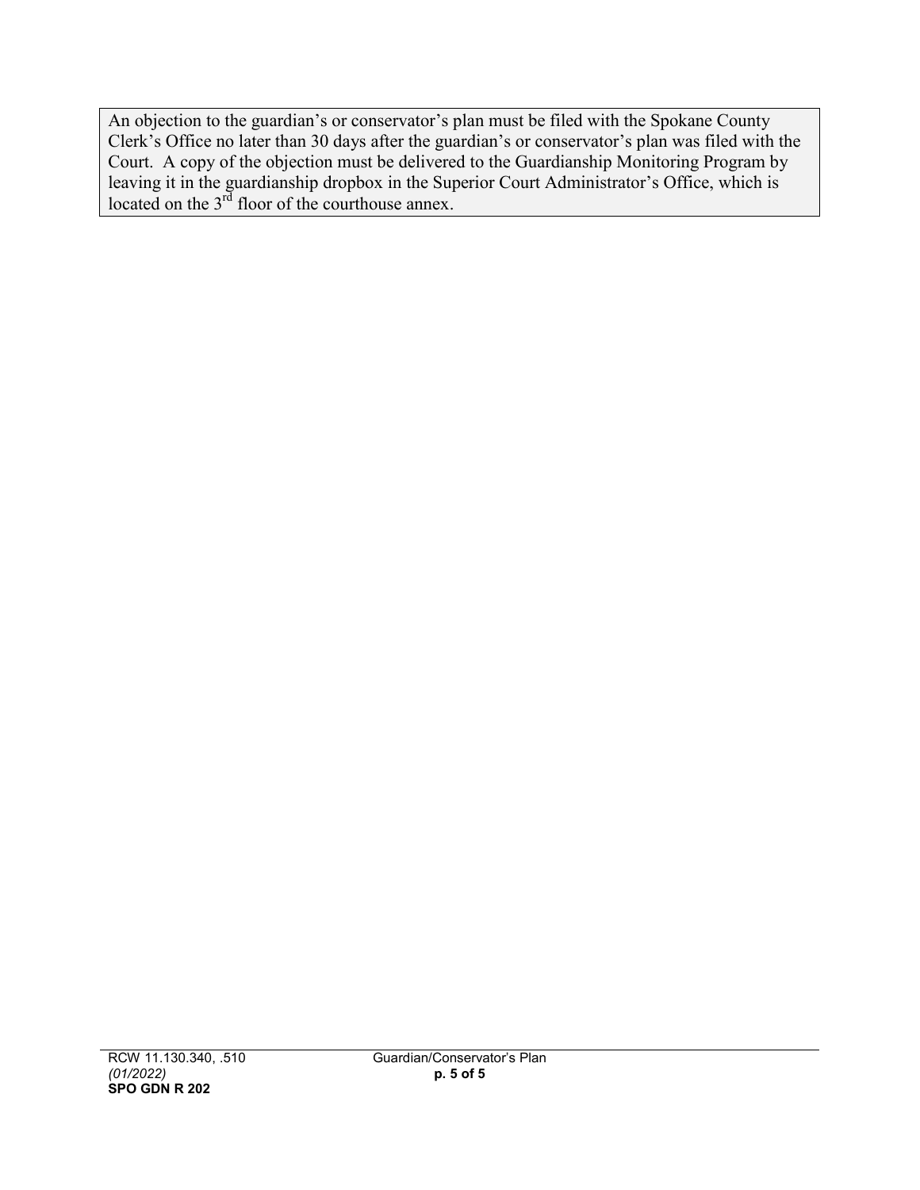An objection to the guardian's or conservator's plan must be filed with the Spokane County Clerk's Office no later than 30 days after the guardian's or conservator's plan was filed with the Court. A copy of the objection must be delivered to the Guardianship Monitoring Program by leaving it in the guardianship dropbox in the Superior Court Administrator's Office, which is located on the 3rd floor of the courthouse annex.